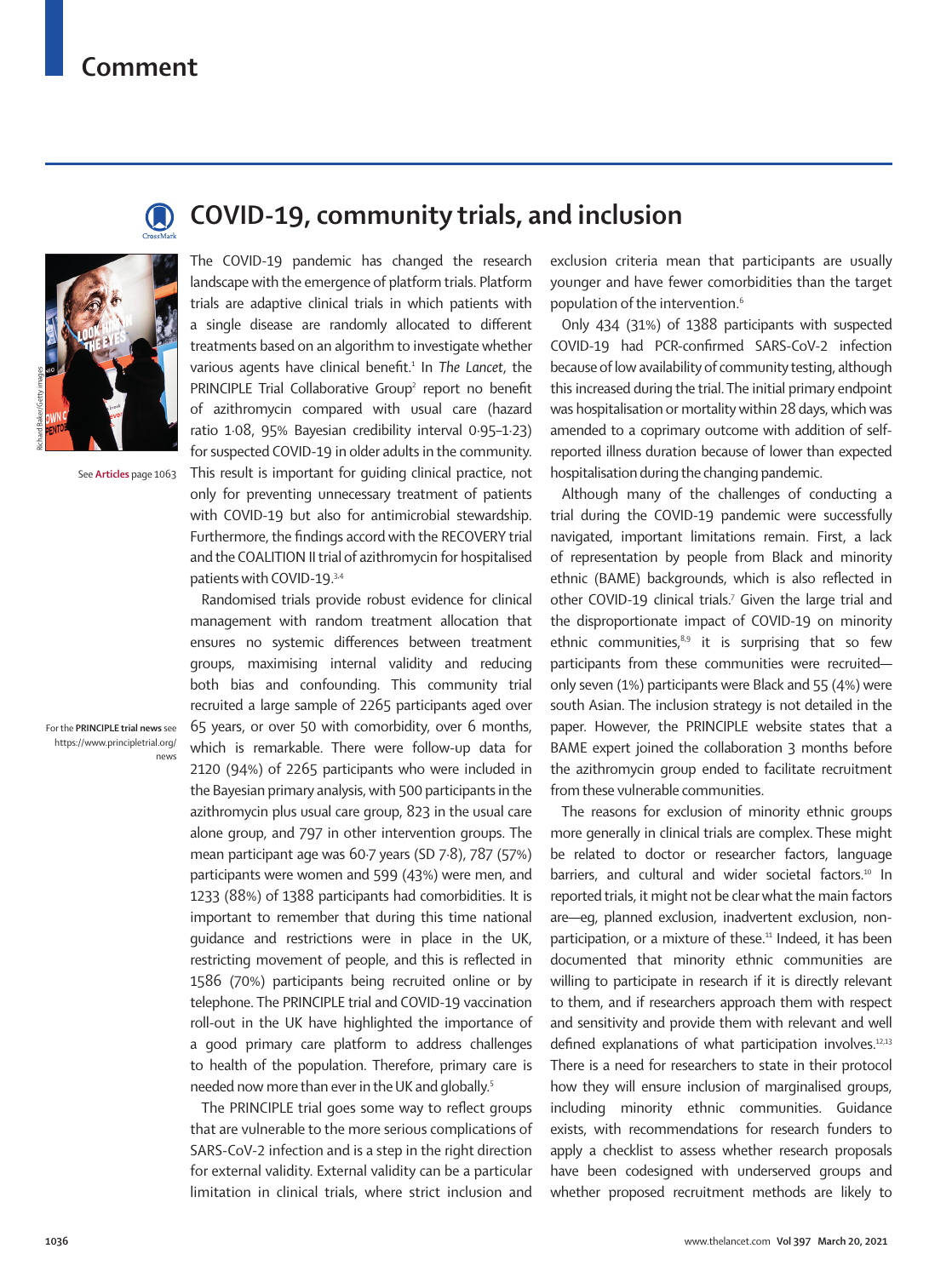# COVID-19, community trials, and inclusion

See **Articles** page 1063

For the **PRINCIPLE trial news** see https://www.principletrial.org/news

The COVID-19 pandemic has changed the research landscape with the emergence of platform trials. Platform trials are adaptive clinical trials in which patients with a single disease are randomly allocated to different treatments based on an algorithm to investigate whether various agents have clinical benefit.[1] In *The Lancet*, the PRINCIPLE Trial Collaborative Group[2] report no benefit of azithromycin compared with usual care (hazard ratio 1·08, 95% Bayesian credibility interval 0·95–1·23) for suspected COVID-19 in older adults in the community. This result is important for guiding clinical practice, not only for preventing unnecessary treatment of patients with COVID-19 but also for antimicrobial stewardship. Furthermore, the findings accord with the RECOVERY trial and the COALITION II trial of azithromycin for hospitalised patients with COVID-19.[3,4]

Randomised trials provide robust evidence for clinical management with random treatment allocation that ensures no systemic differences between treatment groups, maximising internal validity and reducing both bias and confounding. This community trial recruited a large sample of 2265 participants aged over 65 years, or over 50 with comorbidity, over 6 months, which is remarkable. There were follow-up data for 2120 (94%) of 2265 participants who were included in the Bayesian primary analysis, with 500 participants in the azithromycin plus usual care group, 823 in the usual care alone group, and 797 in other intervention groups. The mean participant age was 60·7 years (SD 7·8), 787 (57%) participants were women and 599 (43%) were men, and 1233 (88%) of 1388 participants had comorbidities. It is important to remember that during this time national guidance and restrictions were in place in the UK, restricting movement of people, and this is reflected in 1586 (70%) participants being recruited online or by telephone. The PRINCIPLE trial and COVID-19 vaccination roll-out in the UK have highlighted the importance of a good primary care platform to address challenges to health of the population. Therefore, primary care is needed now more than ever in the UK and globally.[5]

The PRINCIPLE trial goes some way to reflect groups that are vulnerable to the more serious complications of SARS-CoV-2 infection and is a step in the right direction for external validity. External validity can be a particular limitation in clinical trials, where strict inclusion and exclusion criteria mean that participants are usually younger and have fewer comorbidities than the target population of the intervention.[6]

Only 434 (31%) of 1388 participants with suspected COVID-19 had PCR-confirmed SARS-CoV-2 infection because of low availability of community testing, although this increased during the trial. The initial primary endpoint was hospitalisation or mortality within 28 days, which was amended to a coprimary outcome with addition of self-reported illness duration because of lower than expected hospitalisation during the changing pandemic.

Although many of the challenges of conducting a trial during the COVID-19 pandemic were successfully navigated, important limitations remain. First, a lack of representation by people from Black and minority ethnic (BAME) backgrounds, which is also reflected in other COVID-19 clinical trials.[7] Given the large trial and the disproportionate impact of COVID-19 on minority ethnic communities,[8,9] it is surprising that so few participants from these communities were recruited—only seven (1%) participants were Black and 55 (4%) were south Asian. The inclusion strategy is not detailed in the paper. However, the PRINCIPLE website states that a BAME expert joined the collaboration 3 months before the azithromycin group ended to facilitate recruitment from these vulnerable communities.

The reasons for exclusion of minority ethnic groups more generally in clinical trials are complex. These might be related to doctor or researcher factors, language barriers, and cultural and wider societal factors.[10] In reported trials, it might not be clear what the main factors are—eg, planned exclusion, inadvertent exclusion, non-participation, or a mixture of these.[11] Indeed, it has been documented that minority ethnic communities are willing to participate in research if it is directly relevant to them, and if researchers approach them with respect and sensitivity and provide them with relevant and well defined explanations of what participation involves.[12,13] There is a need for researchers to state in their protocol how they will ensure inclusion of marginalised groups, including minority ethnic communities. Guidance exists, with recommendations for research funders to apply a checklist to assess whether research proposals have been codesigned with underserved groups and whether proposed recruitment methods are likely to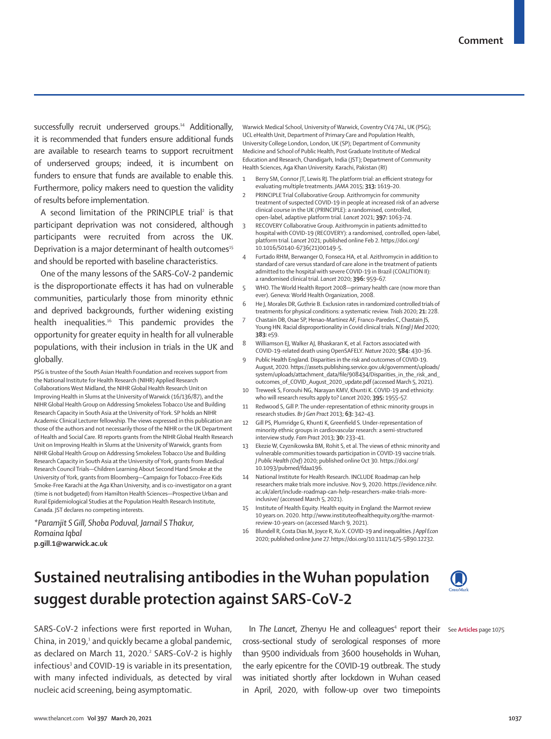successfully recruit underserved groups.[14] Additionally, it is recommended that funders ensure additional funds are available to research teams to support recruitment of underserved groups; indeed, it is incumbent on funders to ensure that funds are available to enable this. Furthermore, policy makers need to question the validity of results before implementation.

A second limitation of the PRINCIPLE trial[2] is that participant deprivation was not considered, although participants were recruited from across the UK. Deprivation is a major determinant of health outcomes[15] and should be reported with baseline characteristics.

One of the many lessons of the SARS-CoV-2 pandemic is the disproportionate effects it has had on vulnerable communities, particularly those from minority ethnic and deprived backgrounds, further widening existing health inequalities.[16] This pandemic provides the opportunity for greater equity in health for all vulnerable populations, with their inclusion in trials in the UK and globally.

PSG is trustee of the South Asian Health Foundation and receives support from the National Institute for Health Research (NIHR) Applied Research Collaborations West Midland, the NIHR Global Health Research Unit on Improving Health in Slums at the University of Warwick (16/136/87), and the NIHR Global Health Group on Addressing Smokeless Tobacco Use and Building Research Capacity in South Asia at the University of York. SP holds an NIHR Academic Clinical Lecturer fellowship. The views expressed in this publication are those of the authors and not necessarily those of the NIHR or the UK Department of Health and Social Care. RI reports grants from the NIHR Global Health Research Unit on Improving Health in Slums at the University of Warwick, grants from NIHR Global Health Group on Addressing Smokeless Tobacco Use and Building Research Capacity in South Asia at the University of York, grants from Medical Research Council Trials—Children Learning About Second Hand Smoke at the University of York, grants from Bloomberg—Campaign for Tobacco-Free Kids Smoke-Free Karachi at the Aga Khan University, and is co-investigator on a grant (time is not budgeted) from Hamilton Health Sciences—Prospective Urban and Rural Epidemiological Studies at the Population Health Research Institute, Canada. JST declares no competing interests.

*Paramjit S Gill, Shoba Poduval, Jarnail S Thakur, Romaina Iqbal*
**p.gill.1@warwick.ac.uk**

Warwick Medical School, University of Warwick, Coventry CV4 7AL, UK (PSG); UCL eHealth Unit, Department of Primary Care and Population Health, University College London, London, UK (SP); Department of Community Medicine and School of Public Health, Post Graduate Institute of Medical Education and Research, Chandigarh, India (JST); Department of Community Health Sciences, Aga Khan University. Karachi, Pakistan (RI)

1. Berry SM, Connor JT, Lewis RJ. The platform trial: an efficient strategy for evaluating multiple treatments. *JAMA* 2015; **313:** 1619–20.
2. PRINCIPLE Trial Collaborative Group. Azithromycin for community treatment of suspected COVID-19 in people at increased risk of an adverse clinical course in the UK (PRINCIPLE): a randomised, controlled, open-label, adaptive platform trial. *Lancet* 2021; **397:** 1063–74.
3. RECOVERY Collaborative Group. Azithromycin in patients admitted to hospital with COVID-19 (RECOVERY): a randomised, controlled, open-label, platform trial. *Lancet* 2021; published online Feb 2. https://doi.org/10.1016/S0140-6736(21)00149-5.
4. Furtado RHM, Berwanger O, Fonseca HA, et al. Azithromycin in addition to standard of care versus standard of care alone in the treatment of patients admitted to the hospital with severe COVID-19 in Brazil (COALITION II): a randomised clinical trial. *Lancet* 2020; **396:** 959–67.
5. WHO. The World Health Report 2008—primary health care (now more than ever). Geneva: World Health Organization, 2008.
6. He J, Morales DR, Guthrie B. Exclusion rates in randomized controlled trials of treatments for physical conditions: a systematic review. *Trials* 2020; **21:** 228.
7. Chastain DB, Osae SP, Henao-Martínez AF, Franco-Paredes C, Chastain JS, Young HN. Racial disproportionality in Covid clinical trials. *N Engl J Med* 2020; **383:** e59.
8. Williamson EJ, Walker AJ, Bhaskaran K, et al. Factors associated with COVID-19-related death using OpenSAFELY. *Nature* 2020; **584:** 430–36.
9. Public Health England. Disparities in the risk and outcomes of COVID-19. August, 2020. https://assets.publishing.service.gov.uk/government/uploads/system/uploads/attachment_data/file/908434/Disparities_in_the_risk_and_outcomes_of_COVID_August_2020_update.pdf (accessed March 5, 2021).
10. Treweek S, Forouhi NG, Narayan KMV, Khunti K. COVID-19 and ethnicity: who will research results apply to? *Lancet* 2020; **395:** 1955–57.
11. Redwood S, Gill P. The under-representation of ethnic minority groups in research studies. *Br J Gen Pract* 2013; **63:** 342–43.
12. Gill PS, Plumridge G, Khunti K, Greenfield S. Under-representation of minority ethnic groups in cardiovascular research: a semi-structured interview study. *Fam Pract* 2013; **30:** 233–41.
13. Ekezie W, Czyznikowska BM, Rohit S, et al. The views of ethnic minority and vulnerable communities towards participation in COVID-19 vaccine trials. *J Public Health (Oxf)* 2020; published online Oct 30. https://doi.org/10.1093/pubmed/fdaa196.
14. National Institute for Health Research. INCLUDE Roadmap can help researchers make trials more inclusive. Nov 9, 2020. https://evidence.nihr.ac.uk/alert/include-roadmap-can-help-researchers-make-trials-more-inclusive/ (accessed March 5, 2021).
15. Institute of Health Equity. Health equity in England: the Marmot review 10 years on. 2020. http://www.instituteofhealthequity.org/the-marmot-review-10-years-on (accessed March 9, 2021).
16. Blundell R, Costa Dias M, Joyce R, Xu X. COVID-19 and inequalities. *J Appl Econ* 2020; published online June 27. https://doi.org/10.1111/1475-5890.12232.

# Sustained neutralising antibodies in the Wuhan population suggest durable protection against SARS-CoV-2

SARS-CoV-2 infections were first reported in Wuhan, China, in 2019,[1] and quickly became a global pandemic, as declared on March 11, 2020.[2] SARS-CoV-2 is highly infectious[3] and COVID-19 is variable in its presentation, with many infected individuals, as detected by viral nucleic acid screening, being asymptomatic.

In *The Lancet*, Zhenyu He and colleagues[4] report their cross-sectional study of serological responses of more than 9500 individuals from 3600 households in Wuhan, the early epicentre for the COVID-19 outbreak. The study was initiated shortly after lockdown in Wuhan ceased in April, 2020, with follow-up over two timepoints

See **Articles** page 1075